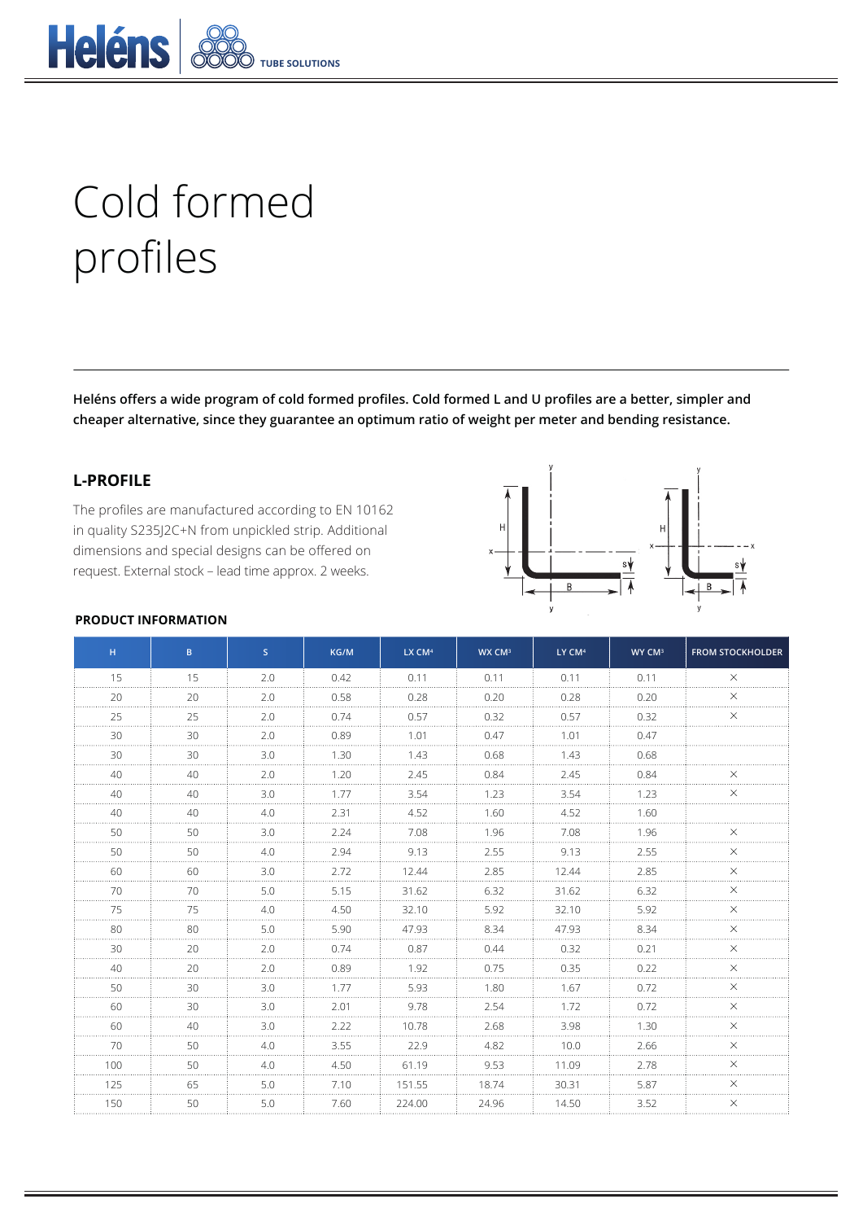# Cold formed profiles

**Heléns offers a wide program of cold formed profiles. Cold formed L and U profiles are a better, simpler and cheaper alternative, since they guarantee an optimum ratio of weight per meter and bending resistance.**

## L-PROFILE

The profiles are manufactured according to EN 10162 in quality S235J2C+N from unpickled strip. Additional dimensions and special designs can be offered on request. External stock – lead time approx. 2 weeks.

### PRODUCT INFORMATION

| H | B | S | KG/M | LX CM⁴ | WX CM³ | LY CM⁴ | WY CM³ | FROM STOCKHOLDER |
|---|---|---|---|---|---|---|---|---|
| 15 | 15 | 2.0 | 0.42 | 0.11 | 0.11 | 0.11 | 0.11 | × |
| 20 | 20 | 2.0 | 0.58 | 0.28 | 0.20 | 0.28 | 0.20 | × |
| 25 | 25 | 2.0 | 0.74 | 0.57 | 0.32 | 0.57 | 0.32 | × |
| 30 | 30 | 2.0 | 0.89 | 1.01 | 0.47 | 1.01 | 0.47 | |
| 30 | 30 | 3.0 | 1.30 | 1.43 | 0.68 | 1.43 | 0.68 | |
| 40 | 40 | 2.0 | 1.20 | 2.45 | 0.84 | 2.45 | 0.84 | × |
| 40 | 40 | 3.0 | 1.77 | 3.54 | 1.23 | 3.54 | 1.23 | × |
| 40 | 40 | 4.0 | 2.31 | 4.52 | 1.60 | 4.52 | 1.60 | |
| 50 | 50 | 3.0 | 2.24 | 7.08 | 1.96 | 7.08 | 1.96 | × |
| 50 | 50 | 4.0 | 2.94 | 9.13 | 2.55 | 9.13 | 2.55 | × |
| 60 | 60 | 3.0 | 2.72 | 12.44 | 2.85 | 12.44 | 2.85 | × |
| 70 | 70 | 5.0 | 5.15 | 31.62 | 6.32 | 31.62 | 6.32 | × |
| 75 | 75 | 4.0 | 4.50 | 32.10 | 5.92 | 32.10 | 5.92 | × |
| 80 | 80 | 5.0 | 5.90 | 47.93 | 8.34 | 47.93 | 8.34 | × |
| 30 | 20 | 2.0 | 0.74 | 0.87 | 0.44 | 0.32 | 0.21 | × |
| 40 | 20 | 2.0 | 0.89 | 1.92 | 0.75 | 0.35 | 0.22 | × |
| 50 | 30 | 3.0 | 1.77 | 5.93 | 1.80 | 1.67 | 0.72 | × |
| 60 | 30 | 3.0 | 2.01 | 9.78 | 2.54 | 1.72 | 0.72 | × |
| 60 | 40 | 3.0 | 2.22 | 10.78 | 2.68 | 3.98 | 1.30 | × |
| 70 | 50 | 4.0 | 3.55 | 22.9 | 4.82 | 10.0 | 2.66 | × |
| 100 | 50 | 4.0 | 4.50 | 61.19 | 9.53 | 11.09 | 2.78 | × |
| 125 | 65 | 5.0 | 7.10 | 151.55 | 18.74 | 30.31 | 5.87 | × |
| 150 | 50 | 5.0 | 7.60 | 224.00 | 24.96 | 14.50 | 3.52 | × |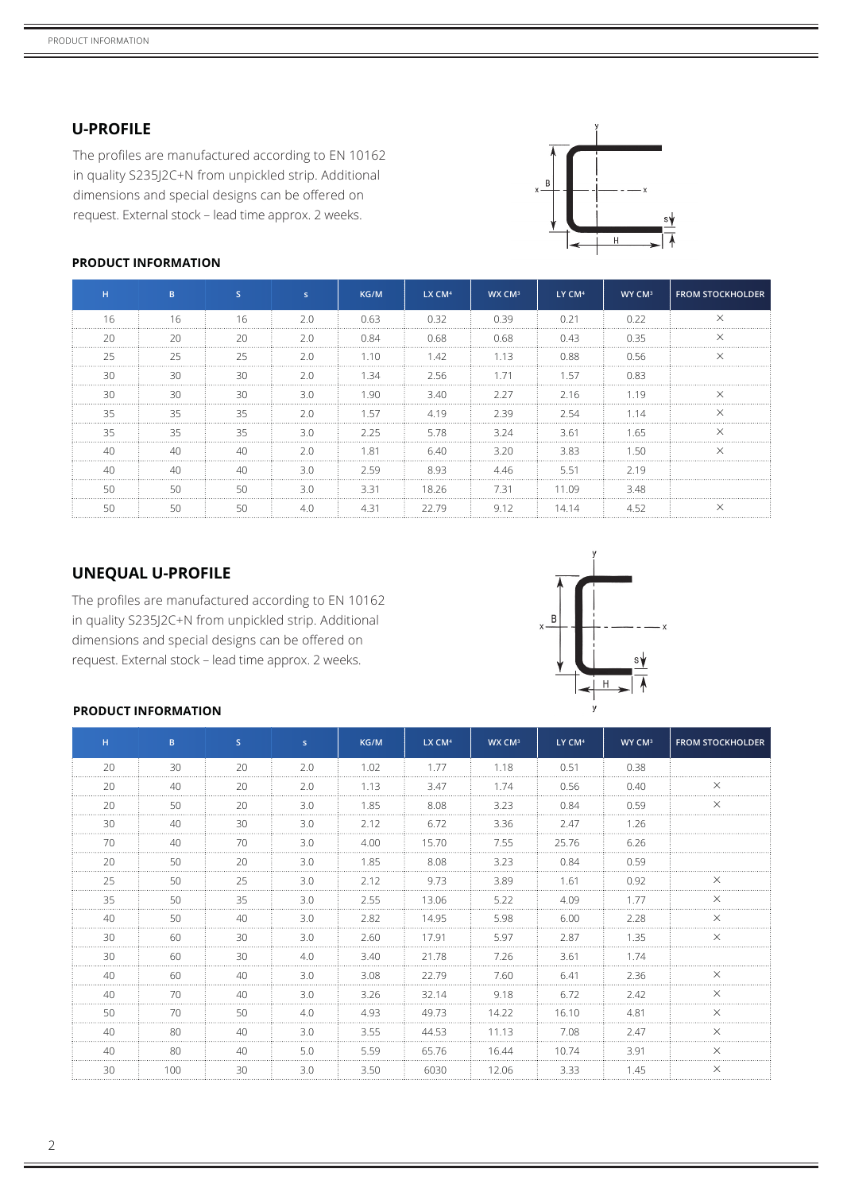## U-PROFILE

The profiles are manufactured according to EN 10162 in quality S235J2C+N from unpickled strip. Additional dimensions and special designs can be offered on request. External stock – lead time approx. 2 weeks.

### PRODUCT INFORMATION

| H | B | S | s | KG/M | LX CM⁴ | WX CM³ | LY CM⁴ | WY CM³ | FROM STOCKHOLDER |
|---|---|---|---|---|---|---|---|---|---|
| 16 | 16 | 16 | 2.0 | 0.63 | 0.32 | 0.39 | 0.21 | 0.22 | × |
| 20 | 20 | 20 | 2.0 | 0.84 | 0.68 | 0.68 | 0.43 | 0.35 | × |
| 25 | 25 | 25 | 2.0 | 1.10 | 1.42 | 1.13 | 0.88 | 0.56 | × |
| 30 | 30 | 30 | 2.0 | 1.34 | 2.56 | 1.71 | 1.57 | 0.83 | |
| 30 | 30 | 30 | 3.0 | 1.90 | 3.40 | 2.27 | 2.16 | 1.19 | × |
| 35 | 35 | 35 | 2.0 | 1.57 | 4.19 | 2.39 | 2.54 | 1.14 | × |
| 35 | 35 | 35 | 3.0 | 2.25 | 5.78 | 3.24 | 3.61 | 1.65 | × |
| 40 | 40 | 40 | 2.0 | 1.81 | 6.40 | 3.20 | 3.83 | 1.50 | × |
| 40 | 40 | 40 | 3.0 | 2.59 | 8.93 | 4.46 | 5.51 | 2.19 | |
| 50 | 50 | 50 | 3.0 | 3.31 | 18.26 | 7.31 | 11.09 | 3.48 | |
| 50 | 50 | 50 | 4.0 | 4.31 | 22.79 | 9.12 | 14.14 | 4.52 | × |

## UNEQUAL U-PROFILE

The profiles are manufactured according to EN 10162 in quality S235J2C+N from unpickled strip. Additional dimensions and special designs can be offered on request. External stock – lead time approx. 2 weeks.

### PRODUCT INFORMATION

| H | B | S | s | KG/M | LX CM⁴ | WX CM³ | LY CM⁴ | WY CM³ | FROM STOCKHOLDER |
|---|---|---|---|---|---|---|---|---|---|
| 20 | 30 | 20 | 2.0 | 1.02 | 1.77 | 1.18 | 0.51 | 0.38 | |
| 20 | 40 | 20 | 2.0 | 1.13 | 3.47 | 1.74 | 0.56 | 0.40 | × |
| 20 | 50 | 20 | 3.0 | 1.85 | 8.08 | 3.23 | 0.84 | 0.59 | × |
| 30 | 40 | 30 | 3.0 | 2.12 | 6.72 | 3.36 | 2.47 | 1.26 | |
| 70 | 40 | 70 | 3.0 | 4.00 | 15.70 | 7.55 | 25.76 | 6.26 | |
| 20 | 50 | 20 | 3.0 | 1.85 | 8.08 | 3.23 | 0.84 | 0.59 | |
| 25 | 50 | 25 | 3.0 | 2.12 | 9.73 | 3.89 | 1.61 | 0.92 | × |
| 35 | 50 | 35 | 3.0 | 2.55 | 13.06 | 5.22 | 4.09 | 1.77 | × |
| 40 | 50 | 40 | 3.0 | 2.82 | 14.95 | 5.98 | 6.00 | 2.28 | × |
| 30 | 60 | 30 | 3.0 | 2.60 | 17.91 | 5.97 | 2.87 | 1.35 | × |
| 30 | 60 | 30 | 4.0 | 3.40 | 21.78 | 7.26 | 3.61 | 1.74 | |
| 40 | 60 | 40 | 3.0 | 3.08 | 22.79 | 7.60 | 6.41 | 2.36 | × |
| 40 | 70 | 40 | 3.0 | 3.26 | 32.14 | 9.18 | 6.72 | 2.42 | × |
| 50 | 70 | 50 | 4.0 | 4.93 | 49.73 | 14.22 | 16.10 | 4.81 | × |
| 40 | 80 | 40 | 3.0 | 3.55 | 44.53 | 11.13 | 7.08 | 2.47 | × |
| 40 | 80 | 40 | 5.0 | 5.59 | 65.76 | 16.44 | 10.74 | 3.91 | × |
| 30 | 100 | 30 | 3.0 | 3.50 | 6030 | 12.06 | 3.33 | 1.45 | × |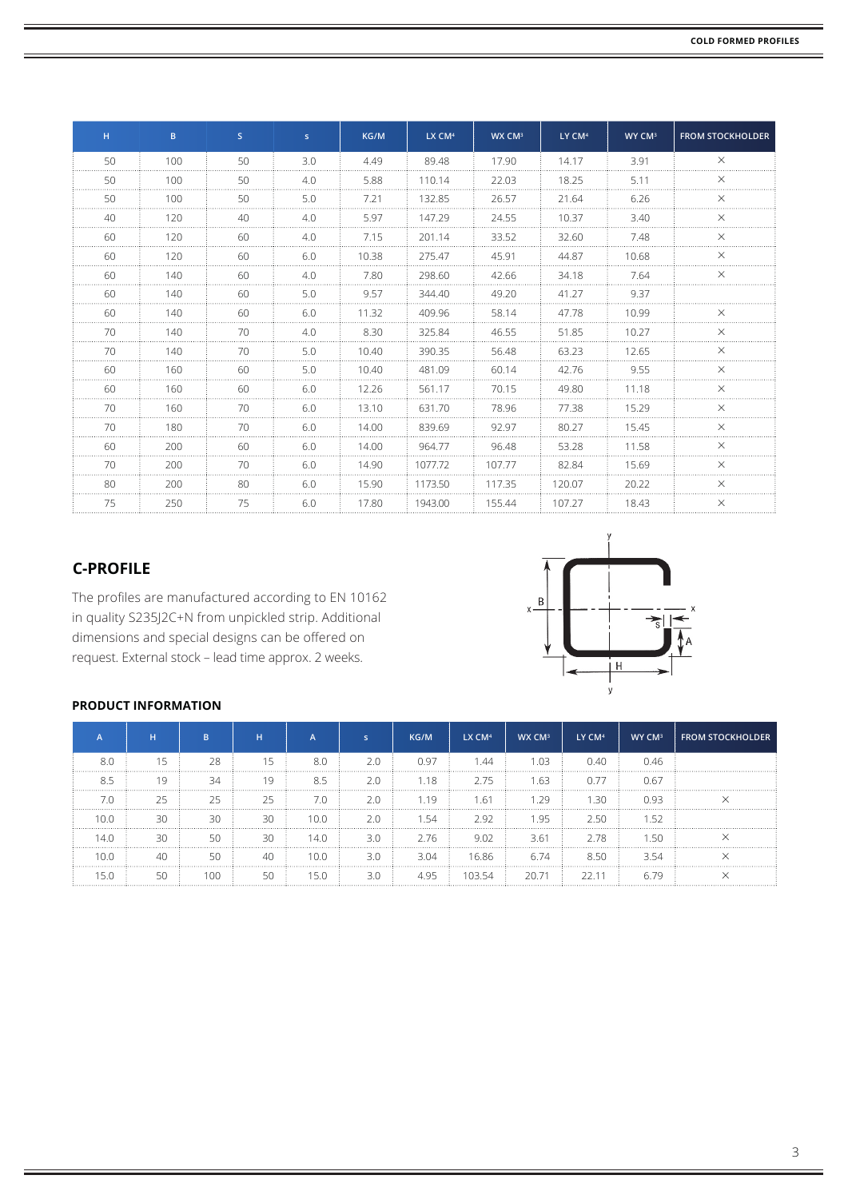| H | B | S | s | KG/M | LX CM⁴ | WX CM³ | LY CM⁴ | WY CM³ | FROM STOCKHOLDER |
|---|---|---|---|---|---|---|---|---|---|
| 50 | 100 | 50 | 3.0 | 4.49 | 89.48 | 17.90 | 14.17 | 3.91 | × |
| 50 | 100 | 50 | 4.0 | 5.88 | 110.14 | 22.03 | 18.25 | 5.11 | × |
| 50 | 100 | 50 | 5.0 | 7.21 | 132.85 | 26.57 | 21.64 | 6.26 | × |
| 40 | 120 | 40 | 4.0 | 5.97 | 147.29 | 24.55 | 10.37 | 3.40 | × |
| 60 | 120 | 60 | 4.0 | 7.15 | 201.14 | 33.52 | 32.60 | 7.48 | × |
| 60 | 120 | 60 | 6.0 | 10.38 | 275.47 | 45.91 | 44.87 | 10.68 | × |
| 60 | 140 | 60 | 4.0 | 7.80 | 298.60 | 42.66 | 34.18 | 7.64 | × |
| 60 | 140 | 60 | 5.0 | 9.57 | 344.40 | 49.20 | 41.27 | 9.37 | |
| 60 | 140 | 60 | 6.0 | 11.32 | 409.96 | 58.14 | 47.78 | 10.99 | × |
| 70 | 140 | 70 | 4.0 | 8.30 | 325.84 | 46.55 | 51.85 | 10.27 | × |
| 70 | 140 | 70 | 5.0 | 10.40 | 390.35 | 56.48 | 63.23 | 12.65 | × |
| 60 | 160 | 60 | 5.0 | 10.40 | 481.09 | 60.14 | 42.76 | 9.55 | × |
| 60 | 160 | 60 | 6.0 | 12.26 | 561.17 | 70.15 | 49.80 | 11.18 | × |
| 70 | 160 | 70 | 6.0 | 13.10 | 631.70 | 78.96 | 77.38 | 15.29 | × |
| 70 | 180 | 70 | 6.0 | 14.00 | 839.69 | 92.97 | 80.27 | 15.45 | × |
| 60 | 200 | 60 | 6.0 | 14.00 | 964.77 | 96.48 | 53.28 | 11.58 | × |
| 70 | 200 | 70 | 6.0 | 14.90 | 1077.72 | 107.77 | 82.84 | 15.69 | × |
| 80 | 200 | 80 | 6.0 | 15.90 | 1173.50 | 117.35 | 120.07 | 20.22 | × |
| 75 | 250 | 75 | 6.0 | 17.80 | 1943.00 | 155.44 | 107.27 | 18.43 | × |

## C-PROFILE

The profiles are manufactured according to EN 10162 in quality S235J2C+N from unpickled strip. Additional dimensions and special designs can be offered on request. External stock – lead time approx. 2 weeks.

### PRODUCT INFORMATION

| A | H | B | H | A | s | KG/M | LX CM⁴ | WX CM³ | LY CM⁴ | WY CM³ | FROM STOCKHOLDER |
|---|---|---|---|---|---|---|---|---|---|---|---|
| 8.0 | 15 | 28 | 15 | 8.0 | 2.0 | 0.97 | 1.44 | 1.03 | 0.40 | 0.46 | |
| 8.5 | 19 | 34 | 19 | 8.5 | 2.0 | 1.18 | 2.75 | 1.63 | 0.77 | 0.67 | |
| 7.0 | 25 | 25 | 25 | 7.0 | 2.0 | 1.19 | 1.61 | 1.29 | 1.30 | 0.93 | × |
| 10.0 | 30 | 30 | 30 | 10.0 | 2.0 | 1.54 | 2.92 | 1.95 | 2.50 | 1.52 | |
| 14.0 | 30 | 50 | 30 | 14.0 | 3.0 | 2.76 | 9.02 | 3.61 | 2.78 | 1.50 | × |
| 10.0 | 40 | 50 | 40 | 10.0 | 3.0 | 3.04 | 16.86 | 6.74 | 8.50 | 3.54 | × |
| 15.0 | 50 | 100 | 50 | 15.0 | 3.0 | 4.95 | 103.54 | 20.71 | 22.11 | 6.79 | × |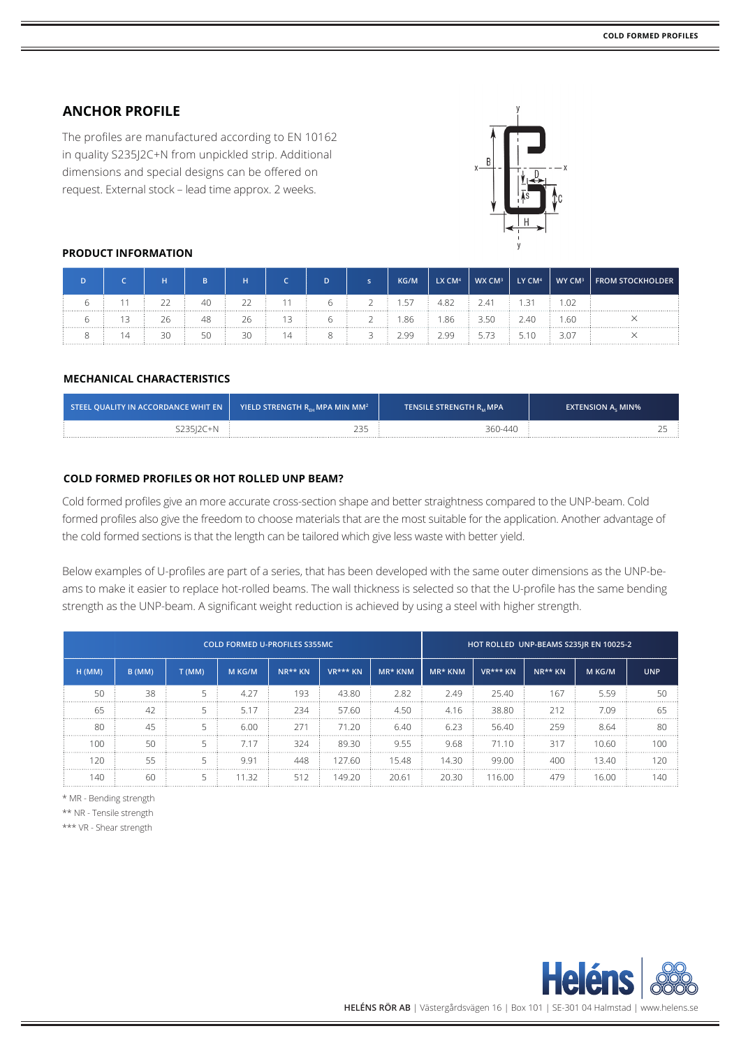## ANCHOR PROFILE

The profiles are manufactured according to EN 10162 in quality S235J2C+N from unpickled strip. Additional dimensions and special designs can be offered on request. External stock – lead time approx. 2 weeks.

### PRODUCT INFORMATION

| D | C | H | B | H | C | D | S | KG/M | LX CM⁴ | WX CM³ | LY CM⁴ | WY CM³ | FROM STOCKHOLDER |
|---|---|---|---|---|---|---|---|---|---|---|---|---|---|
| 6 | 11 | 22 | 40 | 22 | 11 | 6 | 2 | 1.57 | 4.82 | 2.41 | 1.31 | 1.02 | |
| 6 | 13 | 26 | 48 | 26 | 13 | 6 | 2 | 1.86 | 1.86 | 3.50 | 2.40 | 1.60 | × |
| 8 | 14 | 30 | 50 | 30 | 14 | 8 | 3 | 2.99 | 2.99 | 5.73 | 5.10 | 3.07 | × |

### MECHANICAL CHARACTERISTICS

| STEEL QUALITY IN ACCORDANCE WHIT EN | YIELD STRENGTH $R_{EH}$ MPA MIN MM² | TENSILE STRENGTH $R_M$ MPA | EXTENSION $A_5$ MIN% |
|---|---|---|---|
| S235J2C+N | 235 | 360-440 | 25 |

### COLD FORMED PROFILES OR HOT ROLLED UNP BEAM?

Cold formed profiles give an more accurate cross-section shape and better straightness compared to the UNP-beam. Cold formed profiles also give the freedom to choose materials that are the most suitable for the application. Another advantage of the cold formed sections is that the length can be tailored which give less waste with better yield.

Below examples of U-profiles are part of a series, that has been developed with the same outer dimensions as the UNP-beams to make it easier to replace hot-rolled beams. The wall thickness is selected so that the U-profile has the same bending strength as the UNP-beam. A significant weight reduction is achieved by using a steel with higher strength.

| | COLD FORMED U-PROFILES S355MC | | | | | | HOT ROLLED UNP-BEAMS S235JR EN 10025-2 | | | | |
|---|---|---|---|---|---|---|---|---|---|---|---|
| H (MM) | B (MM) | T (MM) | M KG/M | NR** KN | VR*** KN | MR* KNM | MR* KNM | VR*** KN | NR** KN | M KG/M | UNP |
| 50 | 38 | 5 | 4.27 | 193 | 43.80 | 2.82 | 2.49 | 25.40 | 167 | 5.59 | 50 |
| 65 | 42 | 5 | 5.17 | 234 | 57.60 | 4.50 | 4.16 | 38.80 | 212 | 7.09 | 65 |
| 80 | 45 | 5 | 6.00 | 271 | 71.20 | 6.40 | 6.23 | 56.40 | 259 | 8.64 | 80 |
| 100 | 50 | 5 | 7.17 | 324 | 89.30 | 9.55 | 9.68 | 71.10 | 317 | 10.60 | 100 |
| 120 | 55 | 5 | 9.91 | 448 | 127.60 | 15.48 | 14.30 | 99.00 | 400 | 13.40 | 120 |
| 140 | 60 | 5 | 11.32 | 512 | 149.20 | 20.61 | 20.30 | 116.00 | 479 | 16.00 | 140 |

* MR - Bending strength

** NR - Tensile strength

*** VR - Shear strength

**HELÉNS RÖR AB** | Västergårdsvägen 16 | Box 101 | SE-301 04 Halmstad | www.helens.se